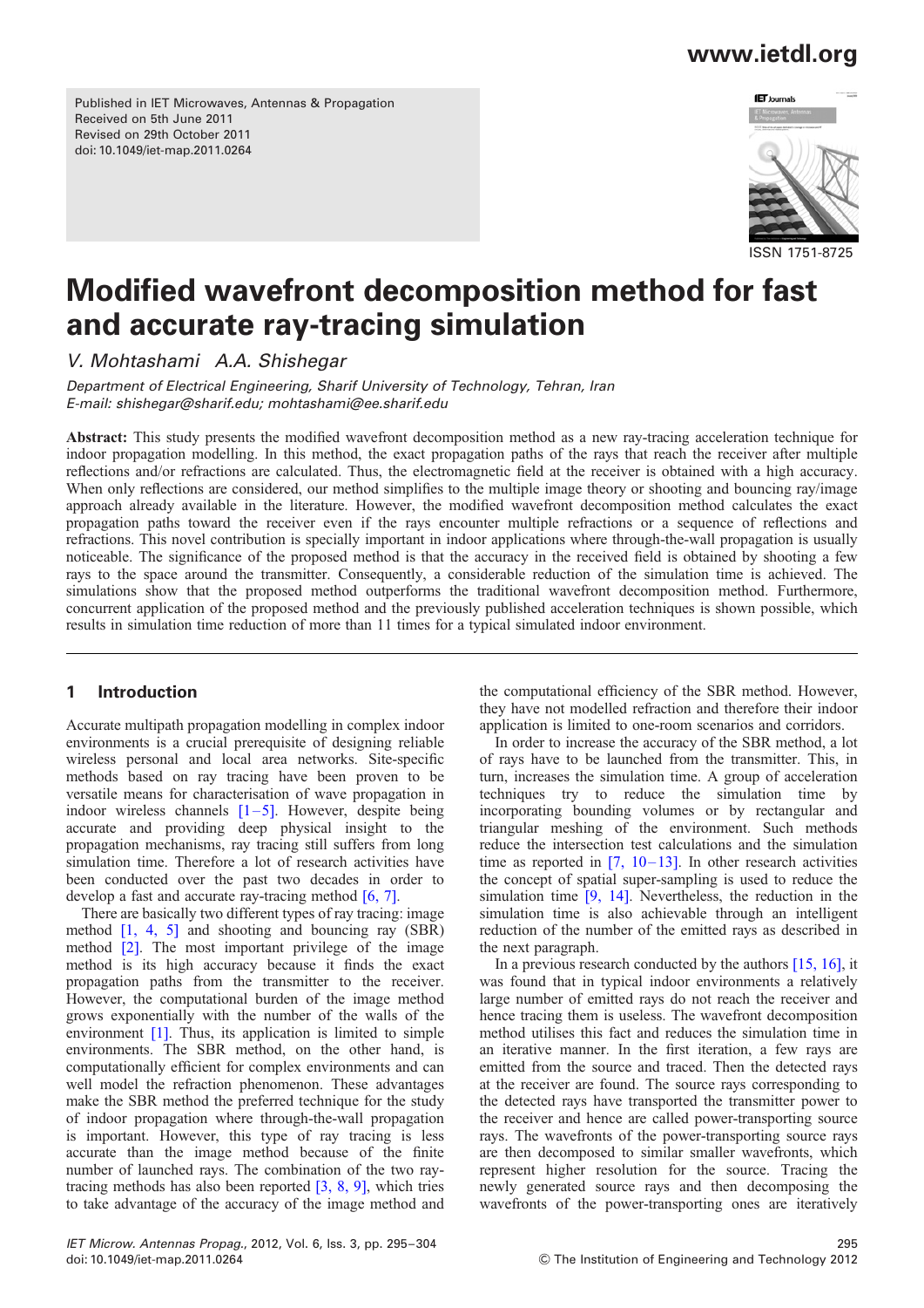Published in IET Microwaves, Antennas & Propagation
Received on 5th June 2011
Revised on 29th October 2011
doi: 10.1049/iet-map.2011.0264

ISSN 1751-8725

# Modified wavefront decomposition method for fast and accurate ray-tracing simulation

*V. Mohtashami A.A. Shishegar*

*Department of Electrical Engineering, Sharif University of Technology, Tehran, Iran*
*E-mail: shishegar@sharif.edu; mohtashami@ee.sharif.edu*

**Abstract:** This study presents the modified wavefront decomposition method as a new ray-tracing acceleration technique for indoor propagation modelling. In this method, the exact propagation paths of the rays that reach the receiver after multiple reflections and/or refractions are calculated. Thus, the electromagnetic field at the receiver is obtained with a high accuracy. When only reflections are considered, our method simplifies to the multiple image theory or shooting and bouncing ray/image approach already available in the literature. However, the modified wavefront decomposition method calculates the exact propagation paths toward the receiver even if the rays encounter multiple refractions or a sequence of reflections and refractions. This novel contribution is specially important in indoor applications where through-the-wall propagation is usually noticeable. The significance of the proposed method is that the accuracy in the received field is obtained by shooting a few rays to the space around the transmitter. Consequently, a considerable reduction of the simulation time is achieved. The simulations show that the proposed method outperforms the traditional wavefront decomposition method. Furthermore, concurrent application of the proposed method and the previously published acceleration techniques is shown possible, which results in simulation time reduction of more than 11 times for a typical simulated indoor environment.

## 1 Introduction

Accurate multipath propagation modelling in complex indoor environments is a crucial prerequisite of designing reliable wireless personal and local area networks. Site-specific methods based on ray tracing have been proven to be versatile means for characterisation of wave propagation in indoor wireless channels [1–5]. However, despite being accurate and providing deep physical insight to the propagation mechanisms, ray tracing still suffers from long simulation time. Therefore a lot of research activities have been conducted over the past two decades in order to develop a fast and accurate ray-tracing method [6, 7].

There are basically two different types of ray tracing: image method [1, 4, 5] and shooting and bouncing ray (SBR) method [2]. The most important privilege of the image method is its high accuracy because it finds the exact propagation paths from the transmitter to the receiver. However, the computational burden of the image method grows exponentially with the number of the walls of the environment [1]. Thus, its application is limited to simple environments. The SBR method, on the other hand, is computationally efficient for complex environments and can well model the refraction phenomenon. These advantages make the SBR method the preferred technique for the study of indoor propagation where through-the-wall propagation is important. However, this type of ray tracing is less accurate than the image method because of the finite number of launched rays. The combination of the two ray-tracing methods has also been reported [3, 8, 9], which tries to take advantage of the accuracy of the image method and the computational efficiency of the SBR method. However, they have not modelled refraction and therefore their indoor application is limited to one-room scenarios and corridors.

In order to increase the accuracy of the SBR method, a lot of rays have to be launched from the transmitter. This, in turn, increases the simulation time. A group of acceleration techniques try to reduce the simulation time by incorporating bounding volumes or by rectangular and triangular meshing of the environment. Such methods reduce the intersection test calculations and the simulation time as reported in [7, 10–13]. In other research activities the concept of spatial super-sampling is used to reduce the simulation time [9, 14]. Nevertheless, the reduction in the simulation time is also achievable through an intelligent reduction of the number of the emitted rays as described in the next paragraph.

In a previous research conducted by the authors [15, 16], it was found that in typical indoor environments a relatively large number of emitted rays do not reach the receiver and hence tracing them is useless. The wavefront decomposition method utilises this fact and reduces the simulation time in an iterative manner. In the first iteration, a few rays are emitted from the source and traced. Then the detected rays at the receiver are found. The source rays corresponding to the detected rays have transported the transmitter power to the receiver and hence are called power-transporting source rays. The wavefronts of the power-transporting source rays are then decomposed to similar smaller wavefronts, which represent higher resolution for the source. Tracing the newly generated source rays and then decomposing the wavefronts of the power-transporting ones are iteratively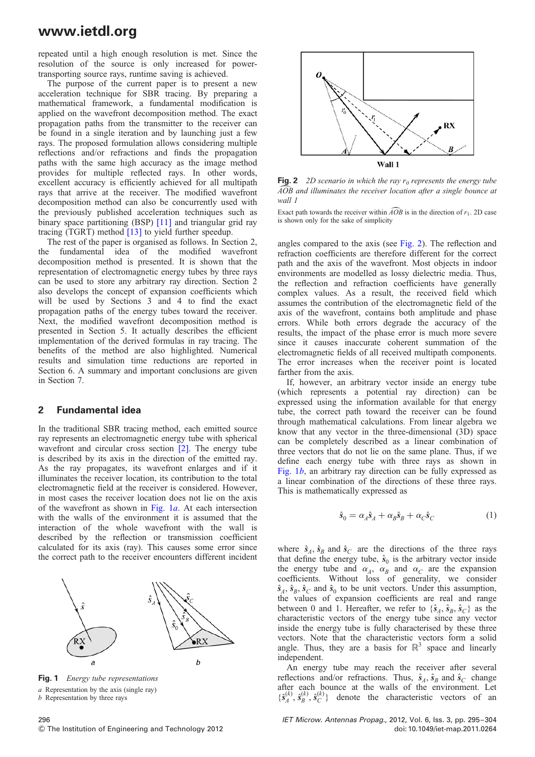repeated until a high enough resolution is met. Since the resolution of the source is only increased for power-transporting source rays, runtime saving is achieved.

The purpose of the current paper is to present a new acceleration technique for SBR tracing. By preparing a mathematical framework, a fundamental modification is applied on the wavefront decomposition method. The exact propagation paths from the transmitter to the receiver can be found in a single iteration and by launching just a few rays. The proposed formulation allows considering multiple reflections and/or refractions and finds the propagation paths with the same high accuracy as the image method provides for multiple reflected rays. In other words, excellent accuracy is efficiently achieved for all multipath rays that arrive at the receiver. The modified wavefront decomposition method can also be concurrently used with the previously published acceleration techniques such as binary space partitioning (BSP) [11] and triangular grid ray tracing (TGRT) method [13] to yield further speedup.

The rest of the paper is organised as follows. In Section 2, the fundamental idea of the modified wavefront decomposition method is presented. It is shown that the representation of electromagnetic energy tubes by three rays can be used to store any arbitrary ray direction. Section 2 also develops the concept of expansion coefficients which will be used by Sections 3 and 4 to find the exact propagation paths of the energy tubes toward the receiver. Next, the modified wavefront decomposition method is presented in Section 5. It actually describes the efficient implementation of the derived formulas in ray tracing. The benefits of the method are also highlighted. Numerical results and simulation time reductions are reported in Section 6. A summary and important conclusions are given in Section 7.

## 2 Fundamental idea

In the traditional SBR tracing method, each emitted source ray represents an electromagnetic energy tube with spherical wavefront and circular cross section [2]. The energy tube is described by its axis in the direction of the emitted ray. As the ray propagates, its wavefront enlarges and if it illuminates the receiver location, its contribution to the total electromagnetic field at the receiver is considered. However, in most cases the receiver location does not lie on the axis of the wavefront as shown in Fig. 1*a*. At each intersection with the walls of the environment it is assumed that the interaction of the whole wavefront with the wall is described by the reflection or transmission coefficient calculated for its axis (ray). This causes some error since the correct path to the receiver encounters different incident

**Fig. 1** *Energy tube representations*

*a* Representation by the axis (single ray)
*b* Representation by three rays

**Fig. 2** *2D scenario in which the ray $r_0$ represents the energy tube $\widehat{AOB}$ and illuminates the receiver location after a single bounce at wall 1*

Exact path towards the receiver within $\widehat{AOB}$ is in the direction of $r_1$. 2D case is shown only for the sake of simplicity

angles compared to the axis (see Fig. 2). The reflection and refraction coefficients are therefore different for the correct path and the axis of the wavefront. Most objects in indoor environments are modelled as lossy dielectric media. Thus, the reflection and refraction coefficients have generally complex values. As a result, the received field which assumes the contribution of the electromagnetic field of the axis of the wavefront, contains both amplitude and phase errors. While both errors degrade the accuracy of the results, the impact of the phase error is much more severe since it causes inaccurate coherent summation of the electromagnetic fields of all received multipath components. The error increases when the receiver point is located farther from the axis.

If, however, an arbitrary vector inside an energy tube (which represents a potential ray direction) can be expressed using the information available for that energy tube, the correct path toward the receiver can be found through mathematical calculations. From linear algebra we know that any vector in the three-dimensional (3D) space can be completely described as a linear combination of three vectors that do not lie on the same plane. Thus, if we define each energy tube with three rays as shown in Fig. 1*b*, an arbitrary ray direction can be fully expressed as a linear combination of the directions of these three rays. This is mathematically expressed as

$$\hat{\mathbf{s}}_0 = \alpha_A \hat{\mathbf{s}}_A + \alpha_B \hat{\mathbf{s}}_B + \alpha_C \hat{\mathbf{s}}_C \tag{1}$$

where $\hat{\mathbf{s}}_A$, $\hat{\mathbf{s}}_B$ and $\hat{\mathbf{s}}_C$ are the directions of the three rays that define the energy tube, $\hat{\mathbf{s}}_0$ is the arbitrary vector inside the energy tube and $\alpha_A$, $\alpha_B$ and $\alpha_C$ are the expansion coefficients. Without loss of generality, we consider $\hat{\mathbf{s}}_A$, $\hat{\mathbf{s}}_B$, $\hat{\mathbf{s}}_C$ and $\hat{\mathbf{s}}_0$ to be unit vectors. Under this assumption, the values of expansion coefficients are real and range between 0 and 1. Hereafter, we refer to $\{\hat{\mathbf{s}}_A, \hat{\mathbf{s}}_B, \hat{\mathbf{s}}_C\}$ as the characteristic vectors of the energy tube since any vector inside the energy tube is fully characterised by these three vectors. Note that the characteristic vectors form a solid angle. Thus, they are a basis for $\mathbb{R}^3$ space and linearly independent.

An energy tube may reach the receiver after several reflections and/or refractions. Thus, $\hat{\mathbf{s}}_A$, $\hat{\mathbf{s}}_B$ and $\hat{\mathbf{s}}_C$ change after each bounce at the walls of the environment. Let $\{\hat{\mathbf{s}}_A^{(k)}, \hat{\mathbf{s}}_B^{(k)}, \hat{\mathbf{s}}_C^{(k)}\}$ denote the characteristic vectors of an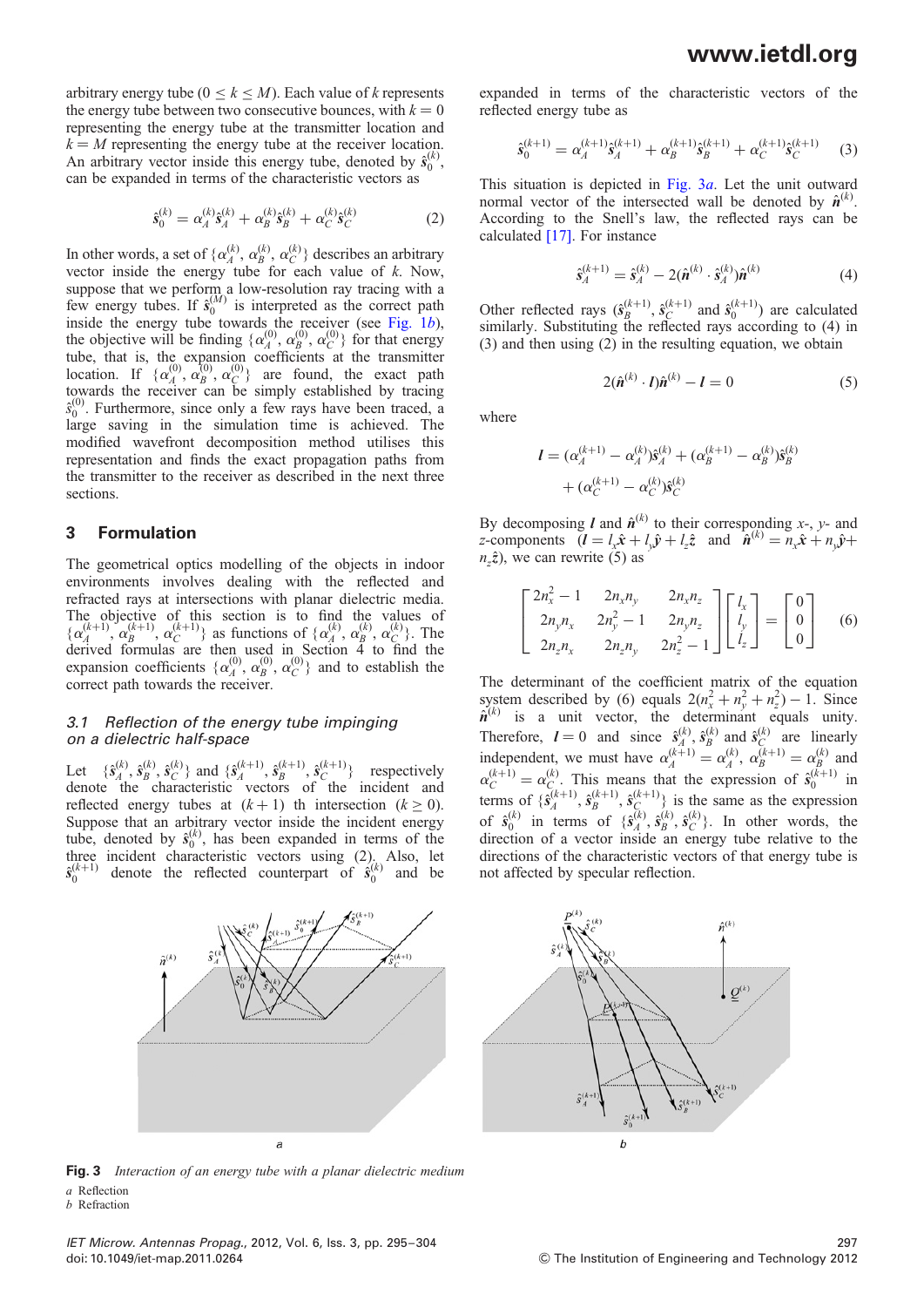arbitrary energy tube ($0 \leq k \leq M$). Each value of $k$ represents the energy tube between two consecutive bounces, with $k = 0$ representing the energy tube at the transmitter location and $k = M$ representing the energy tube at the receiver location. An arbitrary vector inside this energy tube, denoted by $\hat{s}_0^{(k)}$, can be expanded in terms of the characteristic vectors as

$$\hat{s}_0^{(k)} = \alpha_A^{(k)}\hat{s}_A^{(k)} + \alpha_B^{(k)}\hat{s}_B^{(k)} + \alpha_C^{(k)}\hat{s}_C^{(k)} \tag{2}$$

In other words, a set of $\{\alpha_A^{(k)}, \alpha_B^{(k)}, \alpha_C^{(k)}\}$ describes an arbitrary vector inside the energy tube for each value of $k$. Now, suppose that we perform a low-resolution ray tracing with a few energy tubes. If $\hat{s}_0^{(M)}$ is interpreted as the correct path inside the energy tube towards the receiver (see Fig. 1*b*), the objective will be finding $\{\alpha_A^{(0)}, \alpha_B^{(0)}, \alpha_C^{(0)}\}$ for that energy tube, that is, the expansion coefficients at the transmitter location. If $\{\alpha_A^{(0)}, \alpha_B^{(0)}, \alpha_C^{(0)}\}$ are found, the exact path towards the receiver can be simply established by tracing $\hat{s}_0^{(0)}$. Furthermore, since only a few rays have been traced, a large saving in the simulation time is achieved. The modified wavefront decomposition method utilises this representation and finds the exact propagation paths from the transmitter to the receiver as described in the next three sections.

## 3 Formulation

The geometrical optics modelling of the objects in indoor environments involves dealing with the reflected and refracted rays at intersections with planar dielectric media. The objective of this section is to find the values of $\{\alpha_A^{(k+1)}, \alpha_B^{(k+1)}, \alpha_C^{(k+1)}\}$ as functions of $\{\alpha_A^{(k)}, \alpha_B^{(k)}, \alpha_C^{(k)}\}$. The derived formulas are then used in Section 4 to find the expansion coefficients $\{\alpha_A^{(0)}, \alpha_B^{(0)}, \alpha_C^{(0)}\}$ and to establish the correct path towards the receiver.

### *3.1 Reflection of the energy tube impinging on a dielectric half-space*

Let $\{\hat{s}_A^{(k)}, \hat{s}_B^{(k)}, \hat{s}_C^{(k)}\}$ and $\{\hat{s}_A^{(k+1)}, \hat{s}_B^{(k+1)}, \hat{s}_C^{(k+1)}\}$ respectively denote the characteristic vectors of the incident and reflected energy tubes at $(k+1)$ th intersection ($k \geq 0$). Suppose that an arbitrary vector inside the incident energy tube, denoted by $\hat{s}_0^{(k)}$, has been expanded in terms of the three incident characteristic vectors using (2). Also, let $\hat{s}_0^{(k+1)}$ denote the reflected counterpart of $\hat{s}_0^{(k)}$ and be expanded in terms of the characteristic vectors of the reflected energy tube as

$$\hat{s}_0^{(k+1)} = \alpha_A^{(k+1)}\hat{s}_A^{(k+1)} + \alpha_B^{(k+1)}\hat{s}_B^{(k+1)} + \alpha_C^{(k+1)}\hat{s}_C^{(k+1)} \tag{3}$$

This situation is depicted in Fig. 3*a*. Let the unit outward normal vector of the intersected wall be denoted by $\hat{n}^{(k)}$. According to the Snell's law, the reflected rays can be calculated [17]. For instance

$$\hat{s}_A^{(k+1)} = \hat{s}_A^{(k)} - 2(\hat{n}^{(k)} \cdot \hat{s}_A^{(k)})\hat{n}^{(k)} \tag{4}$$

Other reflected rays ($\hat{s}_B^{(k+1)}$, $\hat{s}_C^{(k+1)}$ and $\hat{s}_0^{(k+1)}$) are calculated similarly. Substituting the reflected rays according to (4) in (3) and then using (2) in the resulting equation, we obtain

$$2(\hat{n}^{(k)} \cdot \boldsymbol{l})\hat{n}^{(k)} - \boldsymbol{l} = 0 \tag{5}$$

where

$$\boldsymbol{l} = (\alpha_A^{(k+1)} - \alpha_A^{(k)})\hat{s}_A^{(k)} + (\alpha_B^{(k+1)} - \alpha_B^{(k)})\hat{s}_B^{(k)} + (\alpha_C^{(k+1)} - \alpha_C^{(k)})\hat{s}_C^{(k)}$$

By decomposing $\boldsymbol{l}$ and $\hat{n}^{(k)}$ to their corresponding $x$-, $y$- and $z$-components ($\boldsymbol{l} = l_x\hat{x} + l_y\hat{y} + l_z\hat{z}$ and $\hat{n}^{(k)} = n_x\hat{x} + n_y\hat{y} + n_z\hat{z}$), we can rewrite (5) as

$$\begin{bmatrix} 2n_x^2 - 1 & 2n_xn_y & 2n_xn_z \\ 2n_yn_x & 2n_y^2 - 1 & 2n_yn_z \\ 2n_zn_x & 2n_zn_y & 2n_z^2 - 1 \end{bmatrix} \begin{bmatrix} l_x \\ l_y \\ l_z \end{bmatrix} = \begin{bmatrix} 0 \\ 0 \\ 0 \end{bmatrix} \tag{6}$$

The determinant of the coefficient matrix of the equation system described by (6) equals $2(n_x^2 + n_y^2 + n_z^2) - 1$. Since $\hat{n}^{(k)}$ is a unit vector, the determinant equals unity. Therefore, $\boldsymbol{l} = 0$ and since $\hat{s}_A^{(k)}$, $\hat{s}_B^{(k)}$ and $\hat{s}_C^{(k)}$ are linearly independent, we must have $\alpha_A^{(k+1)} = \alpha_A^{(k)}$, $\alpha_B^{(k+1)} = \alpha_B^{(k)}$ and $\alpha_C^{(k+1)} = \alpha_C^{(k)}$. This means that the expression of $\hat{s}_0^{(k+1)}$ in terms of $\{\hat{s}_A^{(k+1)}, \hat{s}_B^{(k+1)}, \hat{s}_C^{(k+1)}\}$ is the same as the expression of $\hat{s}_0^{(k)}$ in terms of $\{\hat{s}_A^{(k)}, \hat{s}_B^{(k)}, \hat{s}_C^{(k)}\}$. In other words, the direction of a vector inside an energy tube relative to the directions of the characteristic vectors of that energy tube is not affected by specular reflection.

**Fig. 3** *Interaction of an energy tube with a planar dielectric medium*
*a* Reflection
*b* Refraction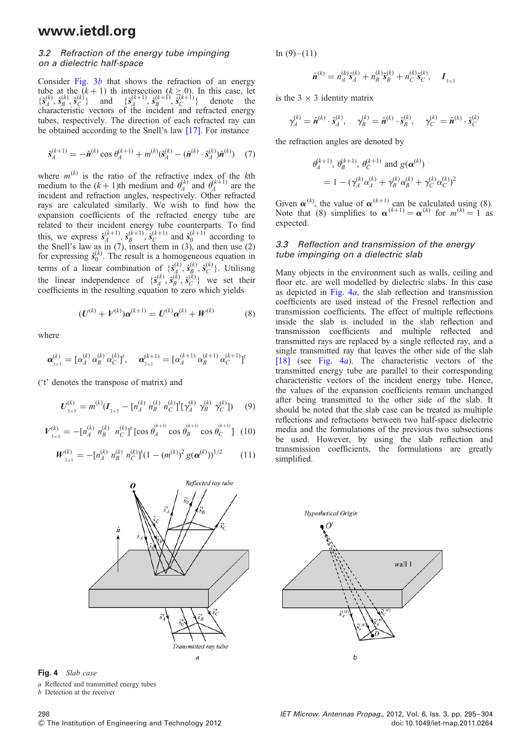### 3.2 Refraction of the energy tube impinging on a dielectric half-space

Consider Fig. 3*b* that shows the refraction of an energy tube at the $(k+1)$ th intersection $(k \geq 0)$. In this case, let $\{\hat{s}_A^{(k)}, \hat{s}_B^{(k)}, \hat{s}_C^{(k)}\}$ and $\{\hat{s}_A^{(k+1)}, \hat{s}_B^{(k+1)}, \hat{s}_C^{(k+1)}\}$ denote the characteristic vectors of the incident and refracted energy tubes, respectively. The direction of each refracted ray can be obtained according to the Snell's law [17]. For instance

$$\hat{s}_A^{(k+1)} = -\hat{n}^{(k)} \cos\theta_A^{(k+1)} + m^{(k)}(\hat{s}_A^{(k)} - (\hat{n}^{(k)} \cdot \hat{s}_A^{(k)})\hat{n}^{(k)}) \quad (7)$$

where $m^{(k)}$ is the ratio of the refractive index of the $k$th medium to the $(k+1)$th medium and $\theta_A^{(k)}$ and $\theta_A^{(k+1)}$ are the incident and refraction angles, respectively. Other refracted rays are calculated similarly. We wish to find how the expansion coefficients of the refracted energy tube are related to their incident energy tube counterparts. To find this, we express $\hat{s}_A^{(k+1)}, \hat{s}_B^{(k+1)}, \hat{s}_C^{(k+1)}$ and $\hat{s}_0^{(k+1)}$ according to the Snell's law as in (7), insert them in (3), and then use (2) for expressing $\hat{s}_0^{(k)}$. The result is a homogeneous equation in terms of a linear combination of $\{\hat{s}_A^{(k)}, \hat{s}_B^{(k)}, \hat{s}_C^{(k)}\}$. Utilising the linear independence of $\{\hat{s}_A^{(k)}, \hat{s}_B^{(k)}, \hat{s}_C^{(k)}\}$ we set their coefficients in the resulting equation to zero which yields

$$(\boldsymbol{U}^{(k)} + \boldsymbol{V}^{(k)})\boldsymbol{\alpha}^{(k+1)} = \boldsymbol{U}^{(k)}\boldsymbol{\alpha}^{(k)} + \boldsymbol{W}^{(k)} \quad (8)$$

where

$$\underset{3\times1}{\boldsymbol{\alpha}^{(k)}} = [\alpha_A^{(k)}\ \alpha_B^{(k)}\ \alpha_C^{(k)}]^t, \quad \underset{3\times1}{\boldsymbol{\alpha}^{(k+1)}} = [\alpha_A^{(k+1)}\ \alpha_B^{(k+1)}\ \alpha_C^{(k+1)}]^t$$

('t' denotes the transpose of matrix) and

$$\underset{3\times3}{\boldsymbol{U}^{(k)}} = m^{(k)}(\underset{3\times3}{\boldsymbol{I}} - [n_A^{(k)}\ n_B^{(k)}\ n_C^{(k)}]^t[\gamma_A^{(k)}\ \gamma_B^{(k)}\ \gamma_C^{(k)}]) \quad (9)$$

$$\underset{3\times3}{\boldsymbol{V}^{(k)}} = -[n_A^{(k)}\ n_B^{(k)}\ n_C^{(k)}]^t[\cos\theta_A^{(k+1)}\ \cos\theta_B^{(k+1)}\ \cos\theta_C^{(k+1)}] \quad (10)$$

$$\underset{3\times1}{\boldsymbol{W}^{(k)}} = -[n_A^{(k)}\ n_B^{(k)}\ n_C^{(k)}]^t(1 - (m^{(k)})^2 g(\boldsymbol{\alpha}^{(k)}))^{1/2} \quad (11)$$

In (9)–(11)

$$\hat{n}^{(k)} = n_A^{(k)}\hat{s}_A^{(k)} + n_B^{(k)}\hat{s}_B^{(k)} + n_C^{(k)}\hat{s}_C^{(k)}, \quad \underset{3\times3}{\boldsymbol{I}}$$

is the $3 \times 3$ identity matrix

$$\gamma_A^{(k)} = \hat{n}^{(k)} \cdot \hat{s}_A^{(k)}, \quad \gamma_B^{(k)} = \hat{n}^{(k)} \cdot \hat{s}_B^{(k)}, \quad \gamma_C^{(k)} = \hat{n}^{(k)} \cdot \hat{s}_C^{(k)}$$

the refraction angles are denoted by

$$\theta_A^{(k+1)}, \theta_B^{(k+1)}, \theta_C^{(k+1)} \text{ and } g(\boldsymbol{\alpha}^{(k)}) = 1 - (\gamma_A^{(k)}\alpha_A^{(k)} + \gamma_B^{(k)}\alpha_B^{(k)} + \gamma_C^{(k)}\alpha_C^{(k)})^2$$

Given $\boldsymbol{\alpha}^{(k)}$, the value of $\boldsymbol{\alpha}^{(k+1)}$ can be calculated using (8). Note that (8) simplifies to $\boldsymbol{\alpha}^{(k+1)} = \boldsymbol{\alpha}^{(k)}$ for $m^{(k)} = 1$ as expected.

### 3.3 Reflection and transmission of the energy tube impinging on a dielectric slab

Many objects in the environment such as walls, ceiling and floor etc. are well modelled by dielectric slabs. In this case as depicted in Fig. 4*a*, the slab reflection and transmission coefficients are used instead of the Fresnel reflection and transmission coefficients. The effect of multiple reflections inside the slab is included in the slab reflection and transmission coefficients and multiple reflected and transmitted rays are replaced by a single reflected ray, and a single transmitted ray that leaves the other side of the slab [18] (see Fig. 4*a*). The characteristic vectors of the transmitted energy tube are parallel to their corresponding characteristic vectors of the incident energy tube. Hence, the values of the expansion coefficients remain unchanged after being transmitted to the other side of the slab. It should be noted that the slab case can be treated as multiple reflections and refractions between two half-space dielectric media and the formulations of the previous two subsections be used. However, by using the slab reflection and transmission coefficients, the formulations are greatly simplified.

**Fig. 4** *Slab case*

*a* Reflected and transmitted energy tubes
*b* Detection at the receiver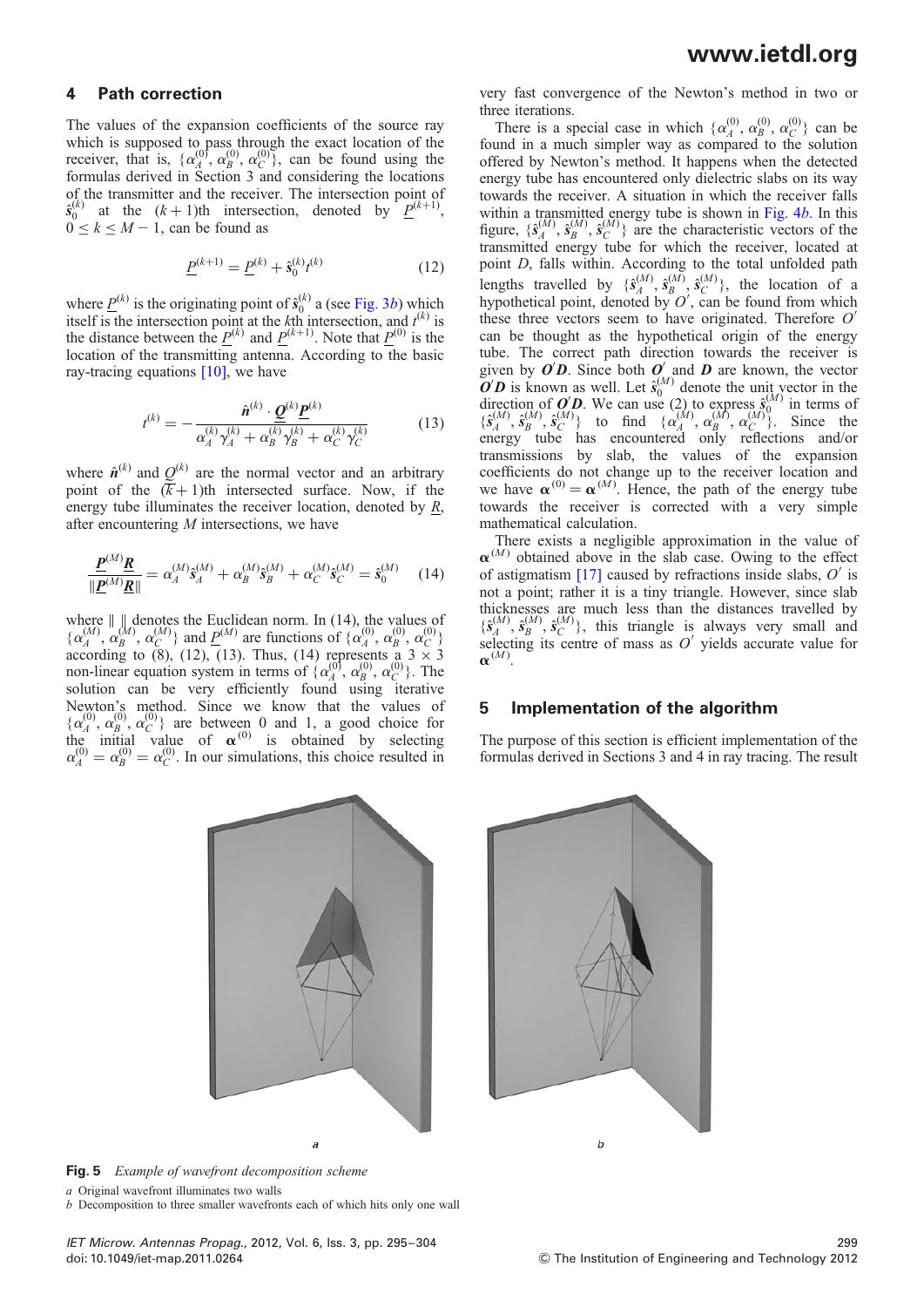## 4 Path correction

The values of the expansion coefficients of the source ray which is supposed to pass through the exact location of the receiver, that is, $\{\alpha_A^{(0)}, \alpha_B^{(0)}, \alpha_C^{(0)}\}$, can be found using the formulas derived in Section 3 and considering the locations of the transmitter and the receiver. The intersection point of $\hat{s}_0^{(k)}$ at the $(k+1)$th intersection, denoted by $\underline{P}^{(k+1)}$, $0 \le k \le M-1$, can be found as

$$\underline{P}^{(k+1)} = \underline{P}^{(k)} + \hat{s}_0^{(k)} t^{(k)} \tag{12}$$

where $\underline{P}^{(k)}$ is the originating point of $\hat{s}_0^{(k)}$ a (see Fig. 3*b*) which itself is the intersection point at the $k$th intersection, and $t^{(k)}$ is the distance between the $\underline{P}^{(k)}$ and $\underline{P}^{(k+1)}$. Note that $\underline{P}^{(0)}$ is the location of the transmitting antenna. According to the basic ray-tracing equations [10], we have

$$t^{(k)} = -\frac{\hat{\boldsymbol{n}}^{(k)} \cdot \underline{\boldsymbol{Q}}^{(k)}\underline{\boldsymbol{P}}^{(k)}}{\alpha_A^{(k)}\gamma_A^{(k)} + \alpha_B^{(k)}\gamma_B^{(k)} + \alpha_C^{(k)}\gamma_C^{(k)}} \tag{13}$$

where $\hat{\boldsymbol{n}}^{(k)}$ and $\underline{Q}^{(k)}$ are the normal vector and an arbitrary point of the $(\overline{k}+1)$th intersected surface. Now, if the energy tube illuminates the receiver location, denoted by $\underline{R}$, after encountering $M$ intersections, we have

$$\frac{\underline{\boldsymbol{P}}^{(M)}\underline{\boldsymbol{R}}}{\|\underline{\boldsymbol{P}}^{(M)}\underline{\boldsymbol{R}}\|} = \alpha_A^{(M)}\hat{s}_A^{(M)} + \alpha_B^{(M)}\hat{s}_B^{(M)} + \alpha_C^{(M)}\hat{s}_C^{(M)} = \hat{s}_0^{(M)} \tag{14}$$

where $\| \|$ denotes the Euclidean norm. In (14), the values of $\{\alpha_A^{(M)}, \alpha_B^{(M)}, \alpha_C^{(M)}\}$ and $\underline{P}^{(M)}$ are functions of $\{\alpha_A^{(0)}, \alpha_B^{(0)}, \alpha_C^{(0)}\}$ according to (8), (12), (13). Thus, (14) represents a $3 \times 3$ non-linear equation system in terms of $\{\alpha_A^{(0)}, \alpha_B^{(0)}, \alpha_C^{(0)}\}$. The solution can be very efficiently found using iterative Newton's method. Since we know that the values of $\{\alpha_A^{(0)}, \alpha_B^{(0)}, \alpha_C^{(0)}\}$ are between 0 and 1, a good choice for the initial value of $\boldsymbol{\alpha}^{(0)}$ is obtained by selecting $\alpha_A^{(0)} = \alpha_B^{(0)} = \alpha_C^{(0)}$. In our simulations, this choice resulted in very fast convergence of the Newton's method in two or three iterations.

There is a special case in which $\{\alpha_A^{(0)}, \alpha_B^{(0)}, \alpha_C^{(0)}\}$ can be found in a much simpler way as compared to the solution offered by Newton's method. It happens when the detected energy tube has encountered only dielectric slabs on its way towards the receiver. A situation in which the receiver falls within a transmitted energy tube is shown in Fig. 4*b*. In this figure, $\{\hat{s}_A^{(M)}, \hat{s}_B^{(M)}, \hat{s}_C^{(M)}\}$ are the characteristic vectors of the transmitted energy tube for which the receiver, located at point $D$, falls within. According to the total unfolded path lengths travelled by $\{\hat{s}_A^{(M)}, \hat{s}_B^{(M)}, \hat{s}_C^{(M)}\}$, the location of a hypothetical point, denoted by $O'$, can be found from which these three vectors seem to have originated. Therefore $O'$ can be thought as the hypothetical origin of the energy tube. The correct path direction towards the receiver is given by $\boldsymbol{O}'\boldsymbol{D}$. Since both $\boldsymbol{O}'$ and $\boldsymbol{D}$ are known, the vector $\boldsymbol{O}'\boldsymbol{D}$ is known as well. Let $\hat{s}_0^{(M)}$ denote the unit vector in the direction of $\boldsymbol{O}'\boldsymbol{D}$. We can use (2) to express $\hat{s}_0^{(M)}$ in terms of $\{\hat{s}_A^{(M)}, \hat{s}_B^{(M)}, \hat{s}_C^{(M)}\}$ to find $\{\alpha_A^{(M)}, \alpha_B^{(M)}, \alpha_C^{(M)}\}$. Since the energy tube has encountered only reflections and/or transmissions by slab, the values of the expansion coefficients do not change up to the receiver location and we have $\boldsymbol{\alpha}^{(0)} = \boldsymbol{\alpha}^{(M)}$. Hence, the path of the energy tube towards the receiver is corrected with a very simple mathematical calculation.

There exists a negligible approximation in the value of $\boldsymbol{\alpha}^{(M)}$ obtained above in the slab case. Owing to the effect of astigmatism [17] caused by refractions inside slabs, $O'$ is not a point; rather it is a tiny triangle. However, since slab thicknesses are much less than the distances travelled by $\{\hat{s}_A^{(M)}, \hat{s}_B^{(M)}, \hat{s}_C^{(M)}\}$, this triangle is always very small and selecting its centre of mass as $O'$ yields accurate value for $\boldsymbol{\alpha}^{(M)}$.

## 5 Implementation of the algorithm

The purpose of this section is efficient implementation of the formulas derived in Sections 3 and 4 in ray tracing. The result

**Fig. 5** *Example of wavefront decomposition scheme*

*a* Original wavefront illuminates two walls
*b* Decomposition to three smaller wavefronts each of which hits only one wall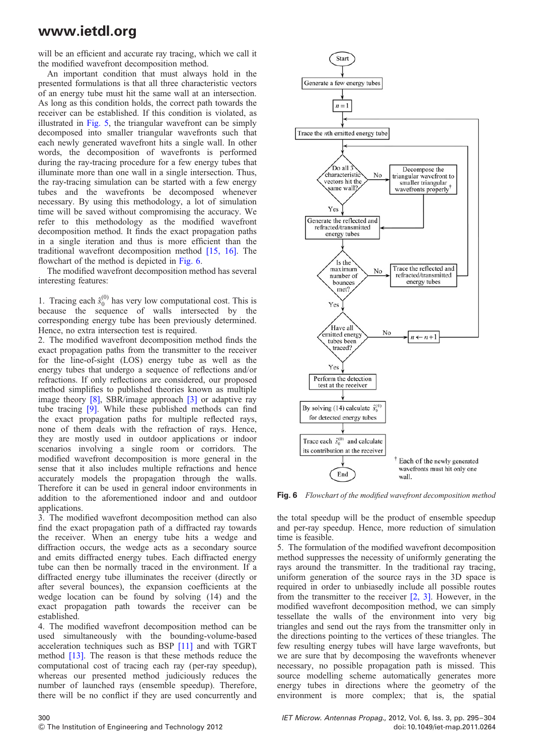will be an efficient and accurate ray tracing, which we call it the modified wavefront decomposition method.

An important condition that must always hold in the presented formulations is that all three characteristic vectors of an energy tube must hit the same wall at an intersection. As long as this condition holds, the correct path towards the receiver can be established. If this condition is violated, as illustrated in Fig. 5, the triangular wavefront can be simply decomposed into smaller triangular wavefronts such that each newly generated wavefront hits a single wall. In other words, the decomposition of wavefronts is performed during the ray-tracing procedure for a few energy tubes that illuminate more than one wall in a single intersection. Thus, the ray-tracing simulation can be started with a few energy tubes and the wavefronts be decomposed whenever necessary. By using this methodology, a lot of simulation time will be saved without compromising the accuracy. We refer to this methodology as the modified wavefront decomposition method. It finds the exact propagation paths in a single iteration and thus is more efficient than the traditional wavefront decomposition method [15, 16]. The flowchart of the method is depicted in Fig. 6.

The modified wavefront decomposition method has several interesting features:

1. Tracing each $\hat{s}_0^{(0)}$ has very low computational cost. This is because the sequence of walls intersected by the corresponding energy tube has been previously determined. Hence, no extra intersection test is required.
2. The modified wavefront decomposition method finds the exact propagation paths from the transmitter to the receiver for the line-of-sight (LOS) energy tube as well as the energy tubes that undergo a sequence of reflections and/or refractions. If only reflections are considered, our proposed method simplifies to published theories known as multiple image theory [8], SBR/image approach [3] or adaptive ray tube tracing [9]. While these published methods can find the exact propagation paths for multiple reflected rays, none of them deals with the refraction of rays. Hence, they are mostly used in outdoor applications or indoor scenarios involving a single room or corridors. The modified wavefront decomposition is more general in the sense that it also includes multiple refractions and hence accurately models the propagation through the walls. Therefore it can be used in general indoor environments in addition to the aforementioned indoor and and outdoor applications.
3. The modified wavefront decomposition method can also find the exact propagation path of a diffracted ray towards the receiver. When an energy tube hits a wedge and diffraction occurs, the wedge acts as a secondary source and emits diffracted energy tubes. Each diffracted energy tube can then be normally traced in the environment. If a diffracted energy tube illuminates the receiver (directly or after several bounces), the expansion coefficients at the wedge location can be found by solving (14) and the exact propagation path towards the receiver can be established.
4. The modified wavefront decomposition method can be used simultaneously with the bounding-volume-based acceleration techniques such as BSP [11] and with TGRT method [13]. The reason is that these methods reduce the computational cost of tracing each ray (per-ray speedup), whereas our presented method judiciously reduces the number of launched rays (ensemble speedup). Therefore, there will be no conflict if they are used concurrently and the total speedup will be the product of ensemble speedup and per-ray speedup. Hence, more reduction of simulation time is feasible.
5. The formulation of the modified wavefront decomposition method suppresses the necessity of uniformly generating the rays around the transmitter. In the traditional ray tracing, uniform generation of the source rays in the 3D space is required in order to unbiasedly include all possible routes from the transmitter to the receiver [2, 3]. However, in the modified wavefront decomposition method, we can simply tessellate the walls of the environment into very big triangles and send out the rays from the transmitter only in the directions pointing to the vertices of these triangles. The few resulting energy tubes will have large wavefronts, but we are sure that by decomposing the wavefronts whenever necessary, no possible propagation path is missed. This source modelling scheme automatically generates more energy tubes in directions where the geometry of the environment is more complex; that is, the spatial

Start → Generate a few energy tubes → $n = 1$ → Trace the $n$th emitted energy tube → Do all 3 characteristic vectors hit the same wall? (No → Decompose the triangular wavefront to smaller triangular wavefronts properly[†]) → Yes → Generate the reflected and refracted/transmitted energy tubes → Is the maximum number of bounces met? (No → Trace the reflected and refracted/transmitted energy tubes) → Yes → Have all emitted energy tubes been traced? (No → $n \leftarrow n+1$) → Yes → Perform the detection test at the receiver → By solving (14) calculate $\hat{s}_0^{(0)}$ for detected energy tubes → Trace each $\hat{s}_0^{(0)}$ and calculate its contribution at the receiver → End

[†] Each of the newly generated wavefronts must hit only one wall.

**Fig. 6** *Flowchart of the modified wavefront decomposition method*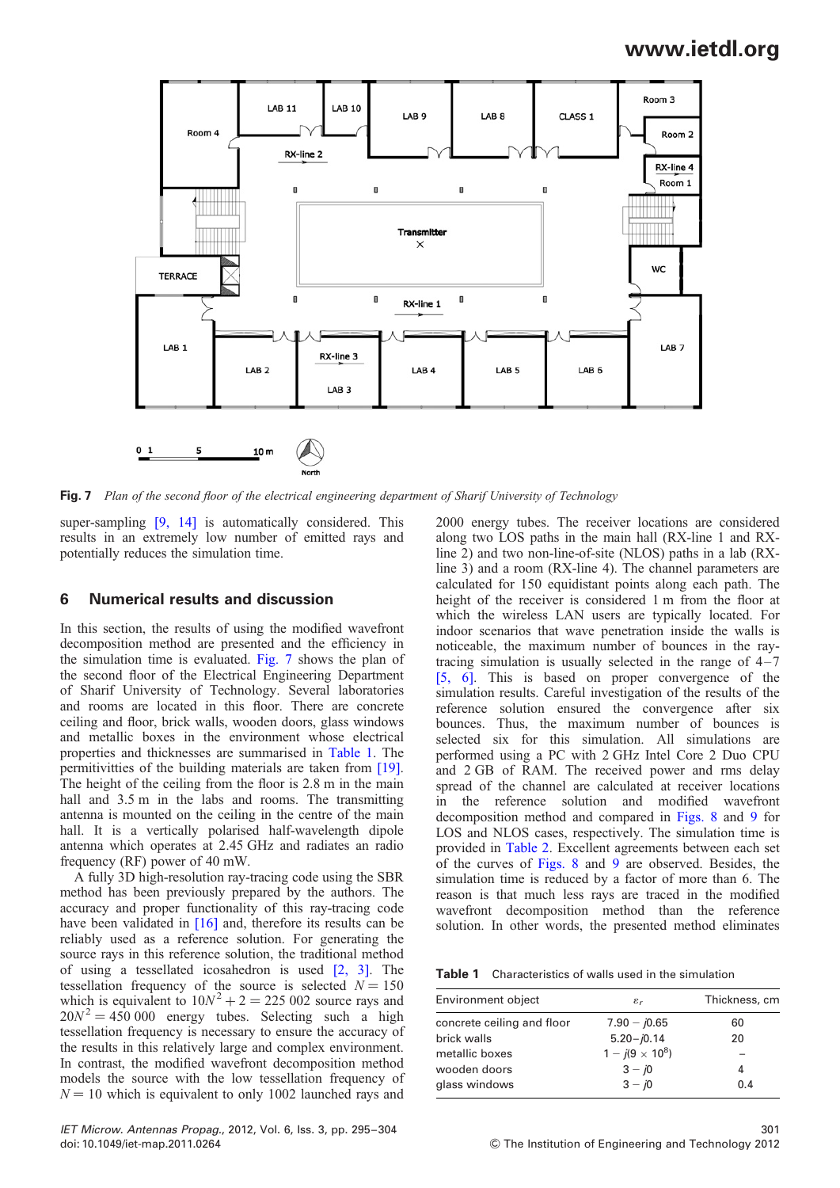**Fig. 7** *Plan of the second floor of the electrical engineering department of Sharif University of Technology*

super-sampling [9, 14] is automatically considered. This results in an extremely low number of emitted rays and potentially reduces the simulation time.

## 6 Numerical results and discussion

In this section, the results of using the modified wavefront decomposition method are presented and the efficiency in the simulation time is evaluated. Fig. 7 shows the plan of the second floor of the Electrical Engineering Department of Sharif University of Technology. Several laboratories and rooms are located in this floor. There are concrete ceiling and floor, brick walls, wooden doors, glass windows and metallic boxes in the environment whose electrical properties and thicknesses are summarised in Table 1. The permitivitties of the building materials are taken from [19]. The height of the ceiling from the floor is 2.8 m in the main hall and 3.5 m in the labs and rooms. The transmitting antenna is mounted on the ceiling in the centre of the main hall. It is a vertically polarised half-wavelength dipole antenna which operates at 2.45 GHz and radiates an radio frequency (RF) power of 40 mW.

A fully 3D high-resolution ray-tracing code using the SBR method has been previously prepared by the authors. The accuracy and proper functionality of this ray-tracing code have been validated in [16] and, therefore its results can be reliably used as a reference solution. For generating the source rays in this reference solution, the traditional method of using a tessellated icosahedron is used [2, 3]. The tessellation frequency of the source is selected $N = 150$ which is equivalent to $10N^2 + 2 = 225\,002$ source rays and $20N^2 = 450\,000$ energy tubes. Selecting such a high tessellation frequency is necessary to ensure the accuracy of the results in this relatively large and complex environment. In contrast, the modified wavefront decomposition method models the source with the low tessellation frequency of $N = 10$ which is equivalent to only 1002 launched rays and 2000 energy tubes. The receiver locations are considered along two LOS paths in the main hall (RX-line 1 and RX-line 2) and two non-line-of-site (NLOS) paths in a lab (RX-line 3) and a room (RX-line 4). The channel parameters are calculated for 150 equidistant points along each path. The height of the receiver is considered 1 m from the floor at which the wireless LAN users are typically located. For indoor scenarios that wave penetration inside the walls is noticeable, the maximum number of bounces in the ray-tracing simulation is usually selected in the range of 4–7 [5, 6]. This is based on proper convergence of the simulation results. Careful investigation of the results of the reference solution ensured the convergence after six bounces. Thus, the maximum number of bounces is selected six for this simulation. All simulations are performed using a PC with 2 GHz Intel Core 2 Duo CPU and 2 GB of RAM. The received power and rms delay spread of the channel are calculated at receiver locations in the reference solution and modified wavefront decomposition method and compared in Figs. 8 and 9 for LOS and NLOS cases, respectively. The simulation time is provided in Table 2. Excellent agreements between each set of the curves of Figs. 8 and 9 are observed. Besides, the simulation time is reduced by a factor of more than 6. The reason is that much less rays are traced in the modified wavefront decomposition method than the reference solution. In other words, the presented method eliminates

**Table 1** Characteristics of walls used in the simulation

| Environment object | $\varepsilon_r$ | Thickness, cm |
|---|---|---|
| concrete ceiling and floor | $7.90 - j0.65$ | 60 |
| brick walls | $5.20 - j0.14$ | 20 |
| metallic boxes | $1 - j(9 \times 10^8)$ | – |
| wooden doors | $3 - j0$ | 4 |
| glass windows | $3 - j0$ | 0.4 |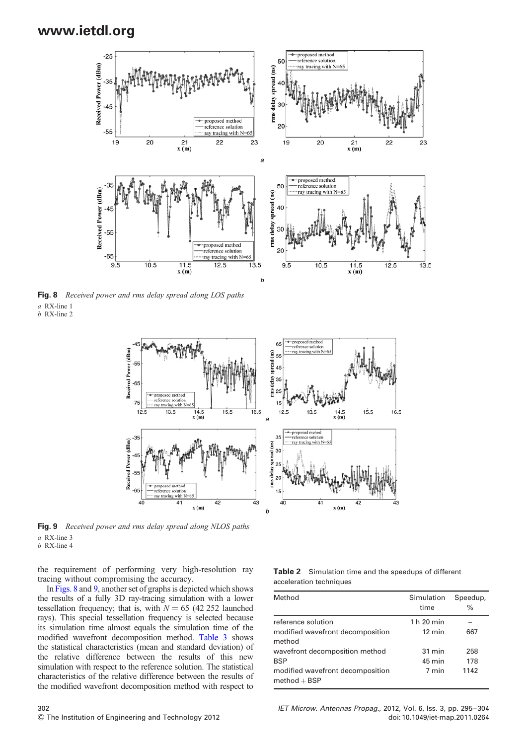Fig. 8 *Received power and rms delay spread along LOS paths*
*a* RX-line 1
*b* RX-line 2

Fig. 9 *Received power and rms delay spread along NLOS paths*
*a* RX-line 3
*b* RX-line 4

the requirement of performing very high-resolution ray tracing without compromising the accuracy.

In Figs. 8 and 9, another set of graphs is depicted which shows the results of a fully 3D ray-tracing simulation with a lower tessellation frequency; that is, with $N = 65$ (42 252 launched rays). This special tessellation frequency is selected because its simulation time almost equals the simulation time of the modified wavefront decomposition method. Table 3 shows the statistical characteristics (mean and standard deviation) of the relative difference between the results of this new simulation with respect to the reference solution. The statistical characteristics of the relative difference between the results of the modified wavefront decomposition method with respect to

**Table 2** Simulation time and the speedups of different acceleration techniques

| Method | Simulation time | Speedup, % |
|---|---|---|
| reference solution | 1 h 20 min | – |
| modified wavefront decomposition method | 12 min | 667 |
| wavefront decomposition method | 31 min | 258 |
| BSP | 45 min | 178 |
| modified wavefront decomposition method + BSP | 7 min | 1142 |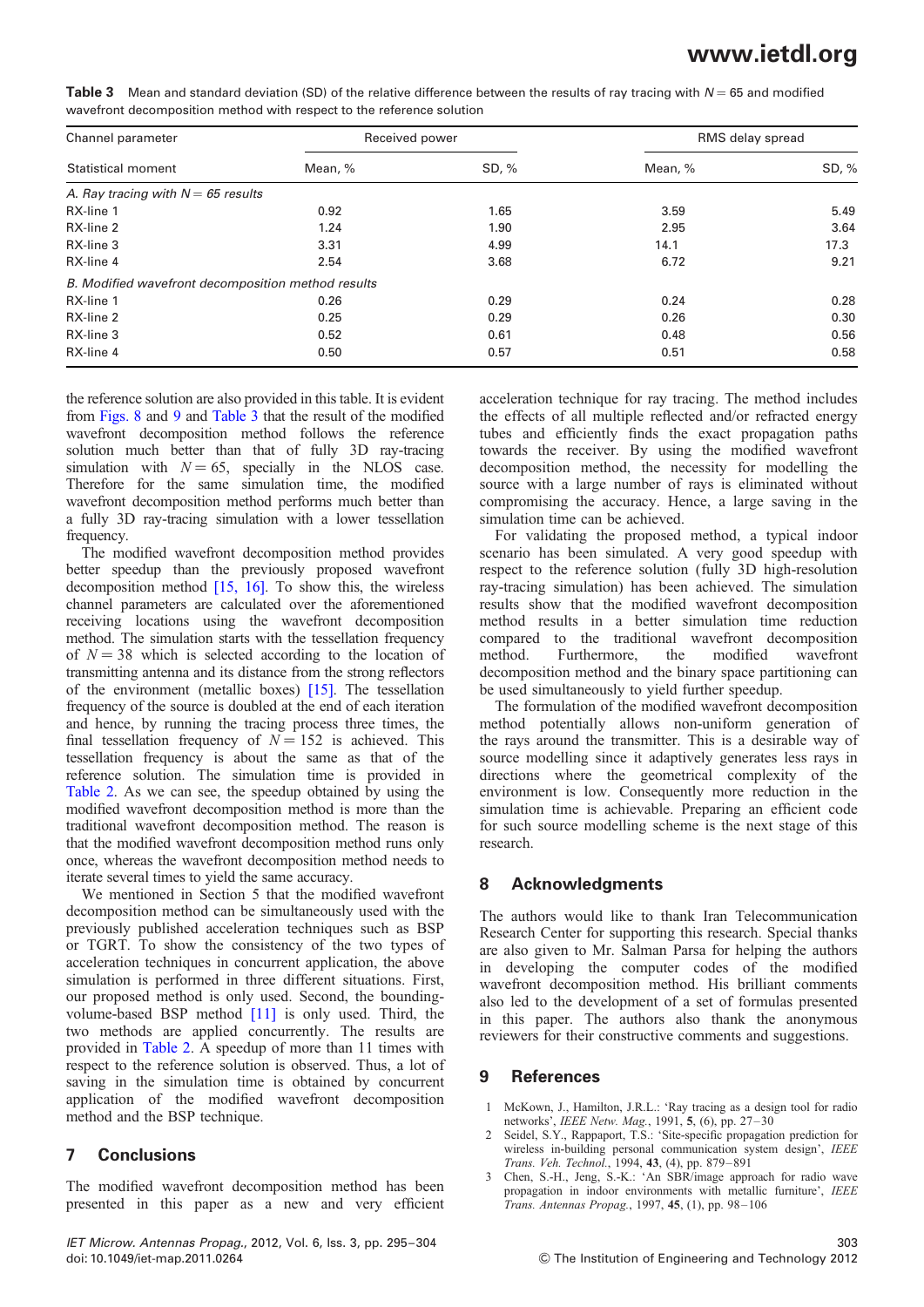**Table 3** Mean and standard deviation (SD) of the relative difference between the results of ray tracing with $N = 65$ and modified wavefront decomposition method with respect to the reference solution

| Channel parameter | Received power | | RMS delay spread | |
|---|---|---|---|---|
| Statistical moment | Mean, % | SD, % | Mean, % | SD, % |
| *A. Ray tracing with N = 65 results* | | | | |
| RX-line 1 | 0.92 | 1.65 | 3.59 | 5.49 |
| RX-line 2 | 1.24 | 1.90 | 2.95 | 3.64 |
| RX-line 3 | 3.31 | 4.99 | 14.1 | 17.3 |
| RX-line 4 | 2.54 | 3.68 | 6.72 | 9.21 |
| *B. Modified wavefront decomposition method results* | | | | |
| RX-line 1 | 0.26 | 0.29 | 0.24 | 0.28 |
| RX-line 2 | 0.25 | 0.29 | 0.26 | 0.30 |
| RX-line 3 | 0.52 | 0.61 | 0.48 | 0.56 |
| RX-line 4 | 0.50 | 0.57 | 0.51 | 0.58 |

the reference solution are also provided in this table. It is evident from Figs. 8 and 9 and Table 3 that the result of the modified wavefront decomposition method follows the reference solution much better than that of fully 3D ray-tracing simulation with $N = 65$, specially in the NLOS case. Therefore for the same simulation time, the modified wavefront decomposition method performs much better than a fully 3D ray-tracing simulation with a lower tessellation frequency.

The modified wavefront decomposition method provides better speedup than the previously proposed wavefront decomposition method [15, 16]. To show this, the wireless channel parameters are calculated over the aforementioned receiving locations using the wavefront decomposition method. The simulation starts with the tessellation frequency of $N = 38$ which is selected according to the location of transmitting antenna and its distance from the strong reflectors of the environment (metallic boxes) [15]. The tessellation frequency of the source is doubled at the end of each iteration and hence, by running the tracing process three times, the final tessellation frequency of $N = 152$ is achieved. This tessellation frequency is about the same as that of the reference solution. The simulation time is provided in Table 2. As we can see, the speedup obtained by using the modified wavefront decomposition method is more than the traditional wavefront decomposition method. The reason is that the modified wavefront decomposition method runs only once, whereas the wavefront decomposition method needs to iterate several times to yield the same accuracy.

We mentioned in Section 5 that the modified wavefront decomposition method can be simultaneously used with the previously published acceleration techniques such as BSP or TGRT. To show the consistency of the two types of acceleration techniques in concurrent application, the above simulation is performed in three different situations. First, our proposed method is only used. Second, the bounding-volume-based BSP method [11] is only used. Third, the two methods are applied concurrently. The results are provided in Table 2. A speedup of more than 11 times with respect to the reference solution is observed. Thus, a lot of saving in the simulation time is obtained by concurrent application of the modified wavefront decomposition method and the BSP technique.

## 7 Conclusions

The modified wavefront decomposition method has been presented in this paper as a new and very efficient acceleration technique for ray tracing. The method includes the effects of all multiple reflected and/or refracted energy tubes and efficiently finds the exact propagation paths towards the receiver. By using the modified wavefront decomposition method, the necessity for modelling the source with a large number of rays is eliminated without compromising the accuracy. Hence, a large saving in the simulation time can be achieved.

For validating the proposed method, a typical indoor scenario has been simulated. A very good speedup with respect to the reference solution (fully 3D high-resolution ray-tracing simulation) has been achieved. The simulation results show that the modified wavefront decomposition method results in a better simulation time reduction compared to the traditional wavefront decomposition method. Furthermore, the modified wavefront decomposition method and the binary space partitioning can be used simultaneously to yield further speedup.

The formulation of the modified wavefront decomposition method potentially allows non-uniform generation of the rays around the transmitter. This is a desirable way of source modelling since it adaptively generates less rays in directions where the geometrical complexity of the environment is low. Consequently more reduction in the simulation time is achievable. Preparing an efficient code for such source modelling scheme is the next stage of this research.

## 8 Acknowledgments

The authors would like to thank Iran Telecommunication Research Center for supporting this research. Special thanks are also given to Mr. Salman Parsa for helping the authors in developing the computer codes of the modified wavefront decomposition method. His brilliant comments also led to the development of a set of formulas presented in this paper. The authors also thank the anonymous reviewers for their constructive comments and suggestions.

## 9 References

1 McKown, J., Hamilton, J.R.L.: 'Ray tracing as a design tool for radio networks', *IEEE Netw. Mag.*, 1991, **5**, (6), pp. 27–30

2 Seidel, S.Y., Rappaport, T.S.: 'Site-specific propagation prediction for wireless in-building personal communication system design', *IEEE Trans. Veh. Technol.*, 1994, **43**, (4), pp. 879–891

3 Chen, S.-H., Jeng, S.-K.: 'An SBR/image approach for radio wave propagation in indoor environments with metallic furniture', *IEEE Trans. Antennas Propag.*, 1997, **45**, (1), pp. 98–106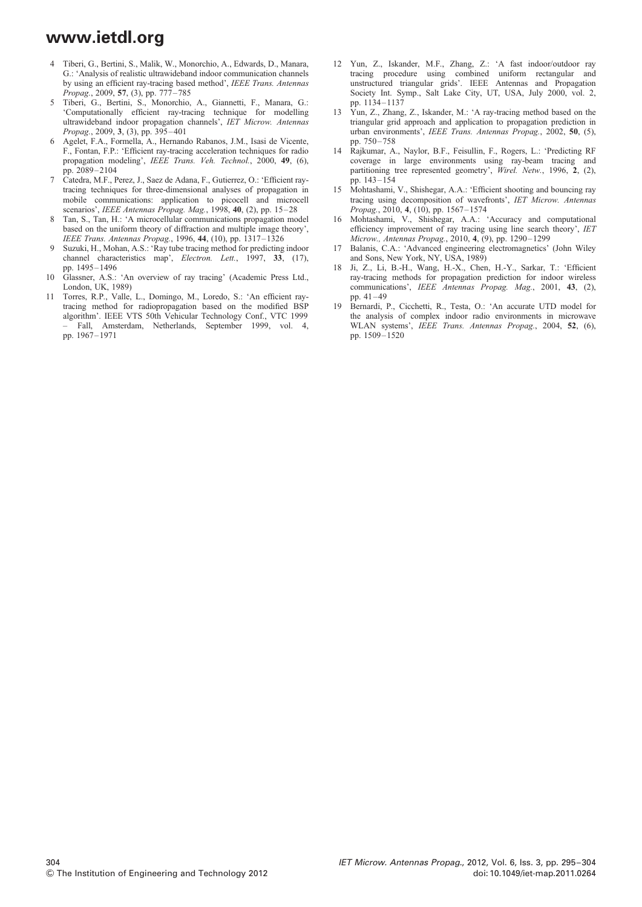4 Tiberi, G., Bertini, S., Malik, W., Monorchio, A., Edwards, D., Manara, G.: 'Analysis of realistic ultrawideband indoor communication channels by using an efficient ray-tracing based method', *IEEE Trans. Antennas Propag.*, 2009, **57**, (3), pp. 777–785

5 Tiberi, G., Bertini, S., Monorchio, A., Giannetti, F., Manara, G.: 'Computationally efficient ray-tracing technique for modelling ultrawideband indoor propagation channels', *IET Microw. Antennas Propag.*, 2009, **3**, (3), pp. 395–401

6 Agelet, F.A., Formella, A., Hernando Rabanos, J.M., Isasi de Vicente, F., Fontan, F.P.: 'Efficient ray-tracing acceleration techniques for radio propagation modeling', *IEEE Trans. Veh. Technol.*, 2000, **49**, (6), pp. 2089–2104

7 Catedra, M.F., Perez, J., Saez de Adana, F., Gutierrez, O.: 'Efficient ray-tracing techniques for three-dimensional analyses of propagation in mobile communications: application to picocell and microcell scenarios', *IEEE Antennas Propag. Mag.*, 1998, **40**, (2), pp. 15–28

8 Tan, S., Tan, H.: 'A microcellular communications propagation model based on the uniform theory of diffraction and multiple image theory', *IEEE Trans. Antennas Propag.*, 1996, **44**, (10), pp. 1317–1326

9 Suzuki, H., Mohan, A.S.: 'Ray tube tracing method for predicting indoor channel characteristics map', *Electron. Lett.*, 1997, **33**, (17), pp. 1495–1496

10 Glassner, A.S.: 'An overview of ray tracing' (Academic Press Ltd., London, UK, 1989)

11 Torres, R.P., Valle, L., Domingo, M., Loredo, S.: 'An efficient ray-tracing method for radiopropagation based on the modified BSP algorithm'. IEEE VTS 50th Vehicular Technology Conf., VTC 1999 – Fall, Amsterdam, Netherlands, September 1999, vol. 4, pp. 1967–1971

12 Yun, Z., Iskander, M.F., Zhang, Z.: 'A fast indoor/outdoor ray tracing procedure using combined uniform rectangular and unstructured triangular grids'. IEEE Antennas and Propagation Society Int. Symp., Salt Lake City, UT, USA, July 2000, vol. 2, pp. 1134–1137

13 Yun, Z., Zhang, Z., Iskander, M.: 'A ray-tracing method based on the triangular grid approach and application to propagation prediction in urban environments', *IEEE Trans. Antennas Propag.*, 2002, **50**, (5), pp. 750–758

14 Rajkumar, A., Naylor, B.F., Feisullin, F., Rogers, L.: 'Predicting RF coverage in large environments using ray-beam tracing and partitioning tree represented geometry', *Wirel. Netw.*, 1996, **2**, (2), pp. 143–154

15 Mohtashami, V., Shishegar, A.A.: 'Efficient shooting and bouncing ray tracing using decomposition of wavefronts', *IET Microw. Antennas Propag.*, 2010, **4**, (10), pp. 1567–1574

16 Mohtashami, V., Shishegar, A.A.: 'Accuracy and computational efficiency improvement of ray tracing using line search theory', *IET Microw., Antennas Propag.*, 2010, **4**, (9), pp. 1290–1299

17 Balanis, C.A.: 'Advanced engineering electromagnetics' (John Wiley and Sons, New York, NY, USA, 1989)

18 Ji, Z., Li, B.-H., Wang, H.-X., Chen, H.-Y., Sarkar, T.: 'Efficient ray-tracing methods for propagation prediction for indoor wireless communications', *IEEE Antennas Propag. Mag.*, 2001, **43**, (2), pp. 41–49

19 Bernardi, P., Cicchetti, R., Testa, O.: 'An accurate UTD model for the analysis of complex indoor radio environments in microwave WLAN systems', *IEEE Trans. Antennas Propag.*, 2004, **52**, (6), pp. 1509–1520